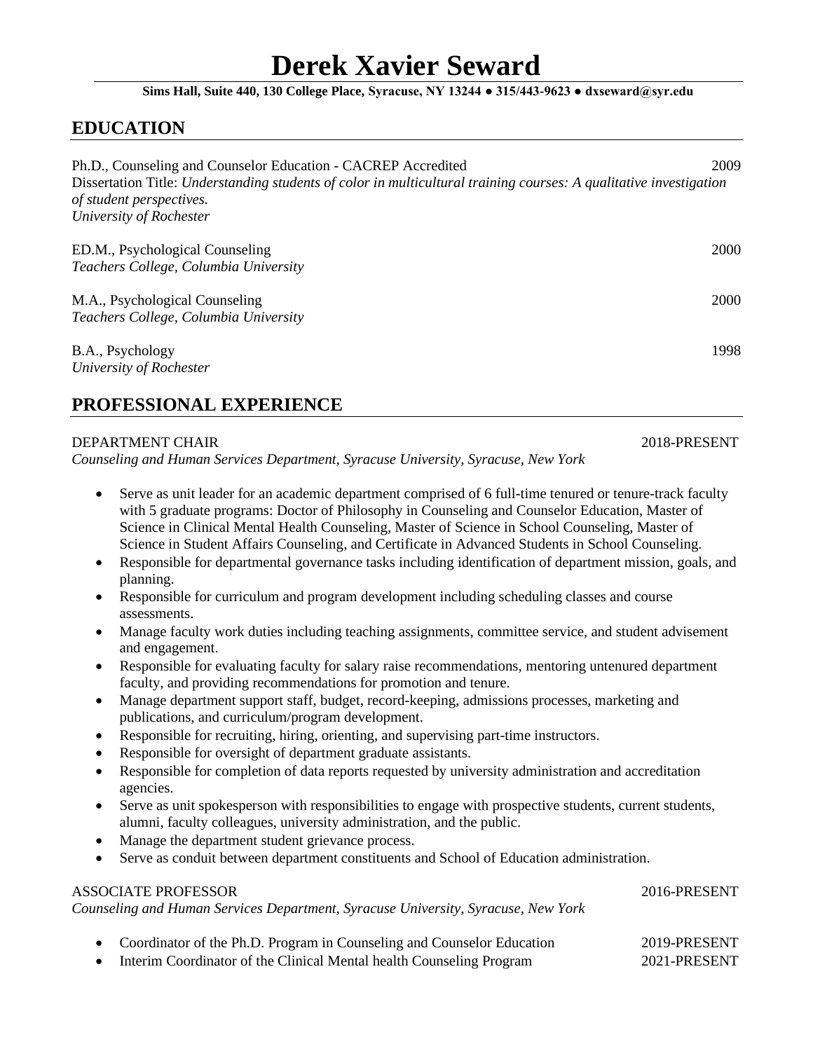# Derek Xavier Seward

**Sims Hall, Suite 440, 130 College Place, Syracuse, NY 13244 ● 315/443-9623 ● dxseward@syr.edu**

## EDUCATION

Ph.D., Counseling and Counselor Education - CACREP Accredited 2009
Dissertation Title: *Understanding students of color in multicultural training courses: A qualitative investigation of student perspectives.*
*University of Rochester*

ED.M., Psychological Counseling 2000
*Teachers College, Columbia University*

M.A., Psychological Counseling 2000
*Teachers College, Columbia University*

B.A., Psychology 1998
*University of Rochester*

## PROFESSIONAL EXPERIENCE

DEPARTMENT CHAIR 2018-PRESENT
*Counseling and Human Services Department, Syracuse University, Syracuse, New York*

- Serve as unit leader for an academic department comprised of 6 full-time tenured or tenure-track faculty with 5 graduate programs: Doctor of Philosophy in Counseling and Counselor Education, Master of Science in Clinical Mental Health Counseling, Master of Science in School Counseling, Master of Science in Student Affairs Counseling, and Certificate in Advanced Students in School Counseling.
- Responsible for departmental governance tasks including identification of department mission, goals, and planning.
- Responsible for curriculum and program development including scheduling classes and course assessments.
- Manage faculty work duties including teaching assignments, committee service, and student advisement and engagement.
- Responsible for evaluating faculty for salary raise recommendations, mentoring untenured department faculty, and providing recommendations for promotion and tenure.
- Manage department support staff, budget, record-keeping, admissions processes, marketing and publications, and curriculum/program development.
- Responsible for recruiting, hiring, orienting, and supervising part-time instructors.
- Responsible for oversight of department graduate assistants.
- Responsible for completion of data reports requested by university administration and accreditation agencies.
- Serve as unit spokesperson with responsibilities to engage with prospective students, current students, alumni, faculty colleagues, university administration, and the public.
- Manage the department student grievance process.
- Serve as conduit between department constituents and School of Education administration.

ASSOCIATE PROFESSOR 2016-PRESENT
*Counseling and Human Services Department, Syracuse University, Syracuse, New York*

- Coordinator of the Ph.D. Program in Counseling and Counselor Education 2019-PRESENT
- Interim Coordinator of the Clinical Mental health Counseling Program 2021-PRESENT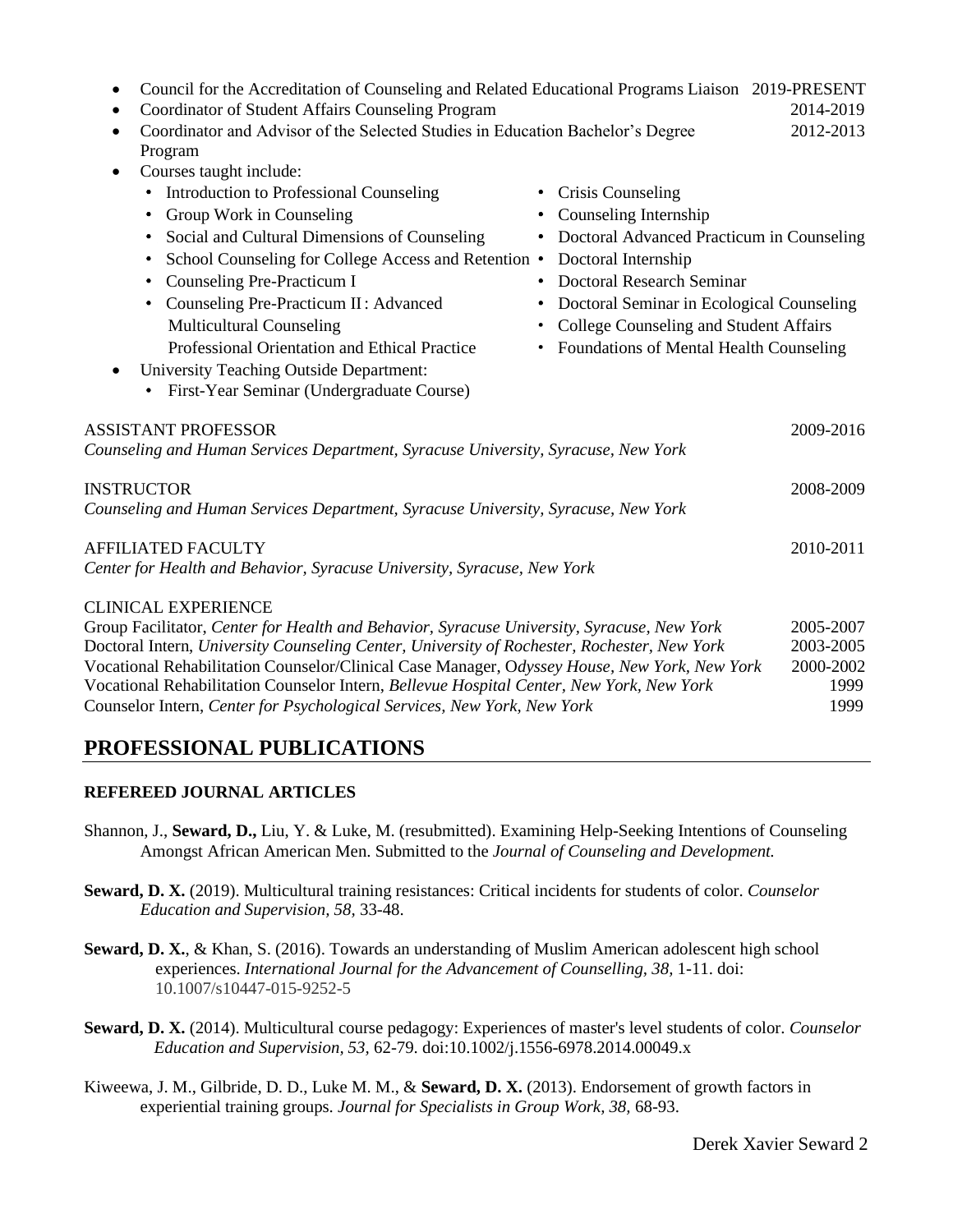- Council for the Accreditation of Counseling and Related Educational Programs Liaison 2019-PRESENT
- Coordinator of Student Affairs Counseling Program 2014-2019
- Coordinator and Advisor of the Selected Studies in Education Bachelor's Degree Program 2012-2013
- Courses taught include:
  - Introduction to Professional Counseling
  - Group Work in Counseling
  - Social and Cultural Dimensions of Counseling
  - School Counseling for College Access and Retention
  - Counseling Pre-Practicum I
  - Counseling Pre-Practicum II: Advanced Multicultural Counseling Professional Orientation and Ethical Practice
  - Crisis Counseling
  - Counseling Internship
  - Doctoral Advanced Practicum in Counseling
  - Doctoral Internship
  - Doctoral Research Seminar
  - Doctoral Seminar in Ecological Counseling
  - College Counseling and Student Affairs
  - Foundations of Mental Health Counseling
- University Teaching Outside Department:
  - First-Year Seminar (Undergraduate Course)

ASSISTANT PROFESSOR 2009-2016
*Counseling and Human Services Department, Syracuse University, Syracuse, New York*

INSTRUCTOR 2008-2009
*Counseling and Human Services Department, Syracuse University, Syracuse, New York*

AFFILIATED FACULTY 2010-2011
*Center for Health and Behavior, Syracuse University, Syracuse, New York*

CLINICAL EXPERIENCE

Group Facilitator, *Center for Health and Behavior, Syracuse University, Syracuse, New York* 2005-2007
Doctoral Intern, *University Counseling Center, University of Rochester, Rochester, New York* 2003-2005
Vocational Rehabilitation Counselor/Clinical Case Manager, O*dyssey House, New York, New York* 2000-2002
Vocational Rehabilitation Counselor Intern, *Bellevue Hospital Center, New York, New York* 1999
Counselor Intern, *Center for Psychological Services, New York, New York* 1999

## PROFESSIONAL PUBLICATIONS

### REFEREED JOURNAL ARTICLES

Shannon, J., **Seward, D.,** Liu, Y. & Luke, M. (resubmitted). Examining Help-Seeking Intentions of Counseling Amongst African American Men. Submitted to the *Journal of Counseling and Development.*

**Seward, D. X.** (2019). Multicultural training resistances: Critical incidents for students of color. *Counselor Education and Supervision, 58,* 33-48.

**Seward, D. X.**, & Khan, S. (2016). Towards an understanding of Muslim American adolescent high school experiences. *International Journal for the Advancement of Counselling, 38,* 1-11. doi: 10.1007/s10447-015-9252-5

**Seward, D. X.** (2014). Multicultural course pedagogy: Experiences of master's level students of color. *Counselor Education and Supervision, 53,* 62-79. doi:10.1002/j.1556-6978.2014.00049.x

Kiweewa, J. M., Gilbride, D. D., Luke M. M., & **Seward, D. X.** (2013). Endorsement of growth factors in experiential training groups. *Journal for Specialists in Group Work, 38,* 68-93.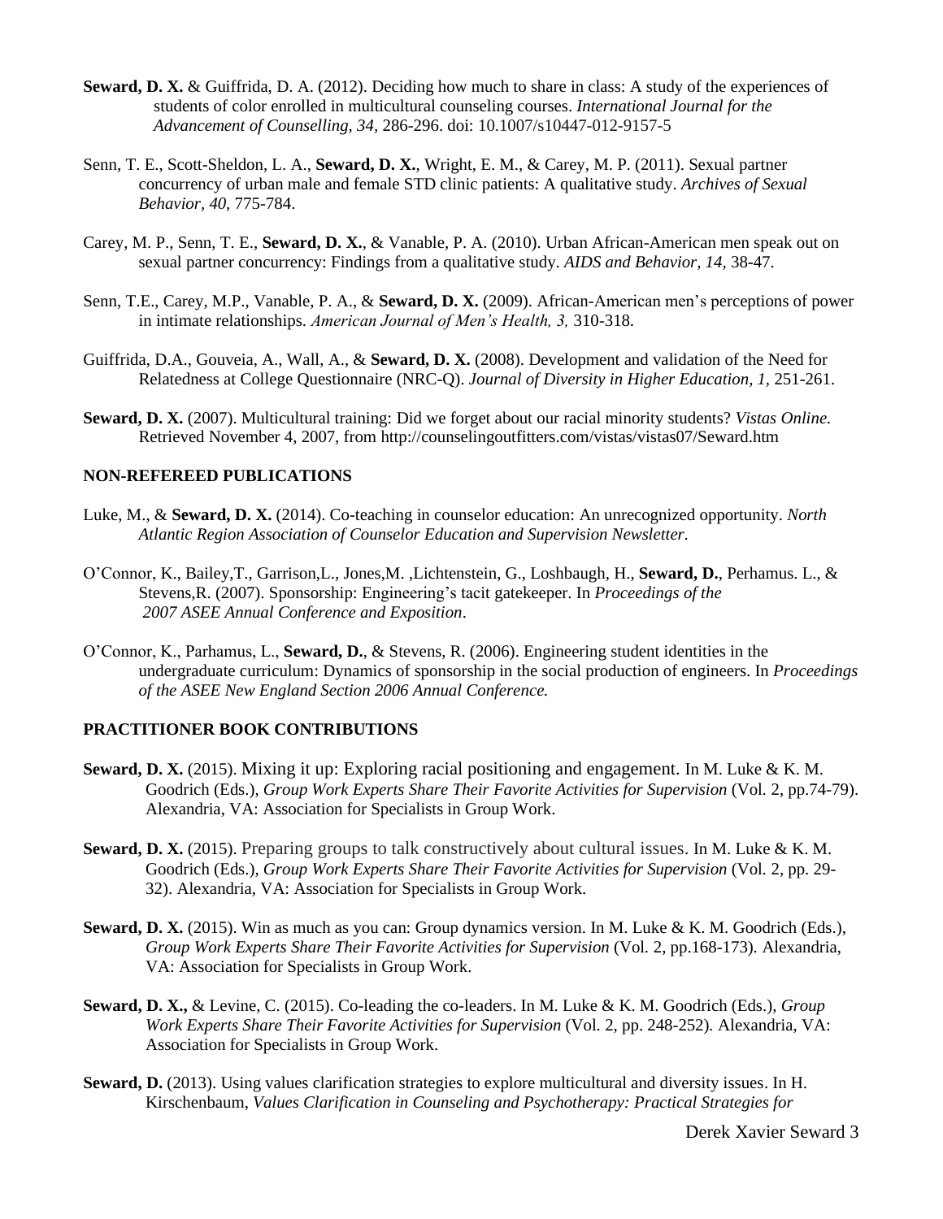**Seward, D. X.** & Guiffrida, D. A. (2012). Deciding how much to share in class: A study of the experiences of students of color enrolled in multicultural counseling courses. *International Journal for the Advancement of Counselling, 34,* 286-296. doi: 10.1007/s10447-012-9157-5

Senn, T. E., Scott-Sheldon, L. A., **Seward, D. X.**, Wright, E. M., & Carey, M. P. (2011). Sexual partner concurrency of urban male and female STD clinic patients: A qualitative study. *Archives of Sexual Behavior, 40,* 775-784.

Carey, M. P., Senn, T. E., **Seward, D. X.**, & Vanable, P. A. (2010). Urban African-American men speak out on sexual partner concurrency: Findings from a qualitative study. *AIDS and Behavior, 14,* 38-47.

Senn, T.E., Carey, M.P., Vanable, P. A., & **Seward, D. X.** (2009). African-American men's perceptions of power in intimate relationships. *American Journal of Men's Health, 3,* 310-318.

Guiffrida, D.A., Gouveia, A., Wall, A., & **Seward, D. X.** (2008). Development and validation of the Need for Relatedness at College Questionnaire (NRC-Q). *Journal of Diversity in Higher Education, 1,* 251-261.

**Seward, D. X.** (2007). Multicultural training: Did we forget about our racial minority students? *Vistas Online.* Retrieved November 4, 2007, from http://counselingoutfitters.com/vistas/vistas07/Seward.htm

**NON-REFEREED PUBLICATIONS**

Luke, M., & **Seward, D. X.** (2014). Co-teaching in counselor education: An unrecognized opportunity. *North Atlantic Region Association of Counselor Education and Supervision Newsletter.*

O'Connor, K., Bailey,T., Garrison,L., Jones,M. ,Lichtenstein, G., Loshbaugh, H., **Seward, D.**, Perhamus. L., & Stevens,R. (2007). Sponsorship: Engineering's tacit gatekeeper. In *Proceedings of the 2007 ASEE Annual Conference and Exposition*.

O'Connor, K., Parhamus, L., **Seward, D.**, & Stevens, R. (2006). Engineering student identities in the undergraduate curriculum: Dynamics of sponsorship in the social production of engineers. In *Proceedings of the ASEE New England Section 2006 Annual Conference.*

**PRACTITIONER BOOK CONTRIBUTIONS**

**Seward, D. X.** (2015). Mixing it up: Exploring racial positioning and engagement. In M. Luke & K. M. Goodrich (Eds.), *Group Work Experts Share Their Favorite Activities for Supervision* (Vol. 2, pp.74-79). Alexandria, VA: Association for Specialists in Group Work.

**Seward, D. X.** (2015). Preparing groups to talk constructively about cultural issues. In M. Luke & K. M. Goodrich (Eds.), *Group Work Experts Share Their Favorite Activities for Supervision* (Vol. 2, pp. 29-32). Alexandria, VA: Association for Specialists in Group Work.

**Seward, D. X.** (2015). Win as much as you can: Group dynamics version. In M. Luke & K. M. Goodrich (Eds.), *Group Work Experts Share Their Favorite Activities for Supervision* (Vol. 2, pp.168-173). Alexandria, VA: Association for Specialists in Group Work.

**Seward, D. X.,** & Levine, C. (2015). Co-leading the co-leaders. In M. Luke & K. M. Goodrich (Eds.), *Group Work Experts Share Their Favorite Activities for Supervision* (Vol. 2, pp. 248-252). Alexandria, VA: Association for Specialists in Group Work.

**Seward, D.** (2013). Using values clarification strategies to explore multicultural and diversity issues. In H. Kirschenbaum, *Values Clarification in Counseling and Psychotherapy: Practical Strategies for*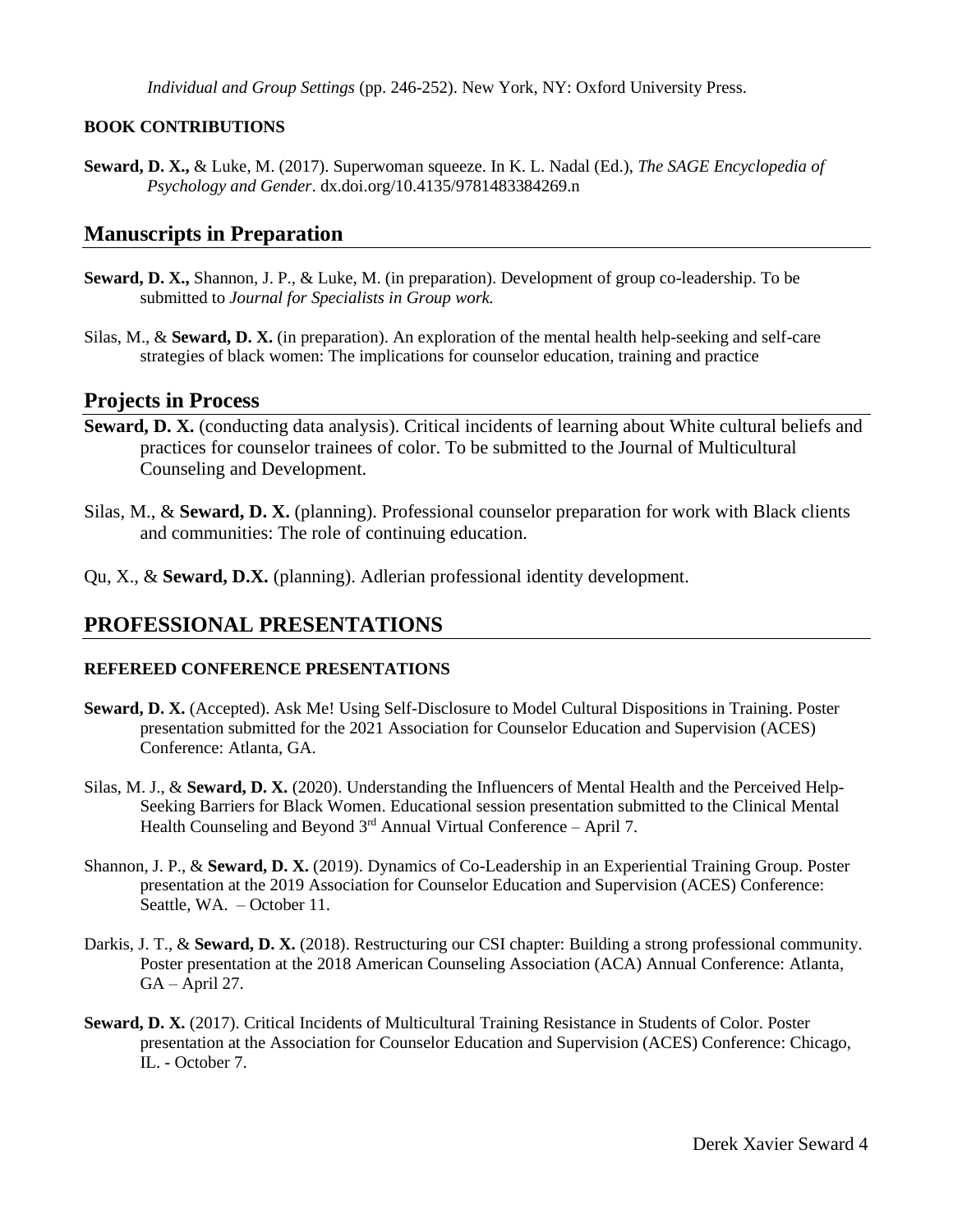*Individual and Group Settings* (pp. 246-252). New York, NY: Oxford University Press.

### BOOK CONTRIBUTIONS

**Seward, D. X.,** & Luke, M. (2017). Superwoman squeeze. In K. L. Nadal (Ed.), *The SAGE Encyclopedia of Psychology and Gender*. dx.doi.org/10.4135/9781483384269.n

## Manuscripts in Preparation

**Seward, D. X.,** Shannon, J. P., & Luke, M. (in preparation). Development of group co-leadership. To be submitted to *Journal for Specialists in Group work.*

Silas, M., & **Seward, D. X.** (in preparation). An exploration of the mental health help-seeking and self-care strategies of black women: The implications for counselor education, training and practice

## Projects in Process

**Seward, D. X.** (conducting data analysis). Critical incidents of learning about White cultural beliefs and practices for counselor trainees of color. To be submitted to the Journal of Multicultural Counseling and Development.

Silas, M., & **Seward, D. X.** (planning). Professional counselor preparation for work with Black clients and communities: The role of continuing education.

Qu, X., & **Seward, D.X.** (planning). Adlerian professional identity development.

## PROFESSIONAL PRESENTATIONS

### REFEREED CONFERENCE PRESENTATIONS

**Seward, D. X.** (Accepted). Ask Me! Using Self-Disclosure to Model Cultural Dispositions in Training. Poster presentation submitted for the 2021 Association for Counselor Education and Supervision (ACES) Conference: Atlanta, GA.

Silas, M. J., & **Seward, D. X.** (2020). Understanding the Influencers of Mental Health and the Perceived Help-Seeking Barriers for Black Women. Educational session presentation submitted to the Clinical Mental Health Counseling and Beyond 3rd Annual Virtual Conference – April 7.

Shannon, J. P., & **Seward, D. X.** (2019). Dynamics of Co-Leadership in an Experiential Training Group. Poster presentation at the 2019 Association for Counselor Education and Supervision (ACES) Conference: Seattle, WA. – October 11.

Darkis, J. T., & **Seward, D. X.** (2018). Restructuring our CSI chapter: Building a strong professional community. Poster presentation at the 2018 American Counseling Association (ACA) Annual Conference: Atlanta, GA – April 27.

**Seward, D. X.** (2017). Critical Incidents of Multicultural Training Resistance in Students of Color. Poster presentation at the Association for Counselor Education and Supervision (ACES) Conference: Chicago, IL. - October 7.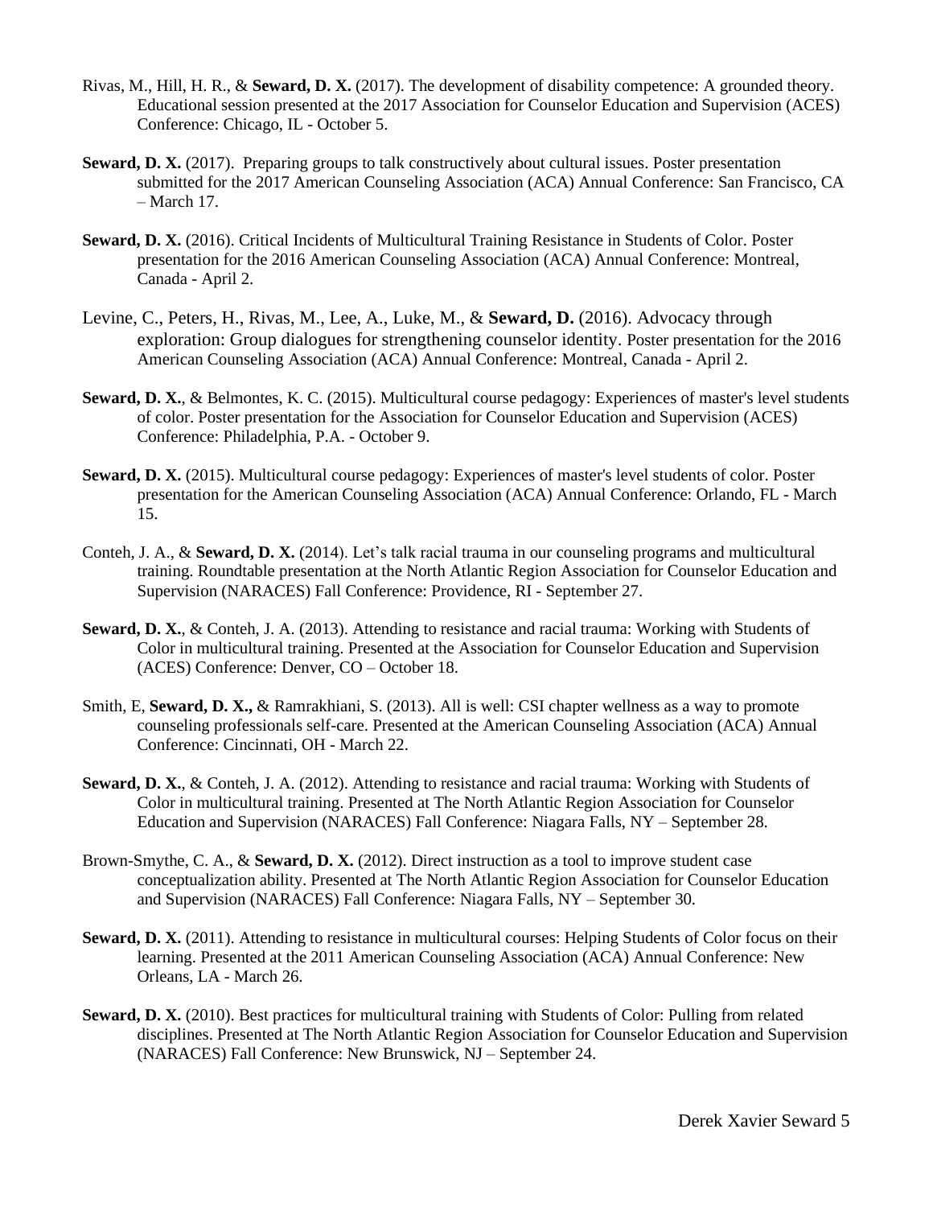Rivas, M., Hill, H. R., & **Seward, D. X.** (2017). The development of disability competence: A grounded theory. Educational session presented at the 2017 Association for Counselor Education and Supervision (ACES) Conference: Chicago, IL - October 5.

**Seward, D. X.** (2017). Preparing groups to talk constructively about cultural issues. Poster presentation submitted for the 2017 American Counseling Association (ACA) Annual Conference: San Francisco, CA – March 17.

**Seward, D. X.** (2016). Critical Incidents of Multicultural Training Resistance in Students of Color. Poster presentation for the 2016 American Counseling Association (ACA) Annual Conference: Montreal, Canada - April 2.

Levine, C., Peters, H., Rivas, M., Lee, A., Luke, M., & **Seward, D.** (2016). Advocacy through exploration: Group dialogues for strengthening counselor identity. Poster presentation for the 2016 American Counseling Association (ACA) Annual Conference: Montreal, Canada - April 2.

**Seward, D. X.**, & Belmontes, K. C. (2015). Multicultural course pedagogy: Experiences of master's level students of color. Poster presentation for the Association for Counselor Education and Supervision (ACES) Conference: Philadelphia, P.A. - October 9.

**Seward, D. X.** (2015). Multicultural course pedagogy: Experiences of master's level students of color. Poster presentation for the American Counseling Association (ACA) Annual Conference: Orlando, FL - March 15.

Conteh, J. A., & **Seward, D. X.** (2014). Let's talk racial trauma in our counseling programs and multicultural training. Roundtable presentation at the North Atlantic Region Association for Counselor Education and Supervision (NARACES) Fall Conference: Providence, RI - September 27.

**Seward, D. X.**, & Conteh, J. A. (2013). Attending to resistance and racial trauma: Working with Students of Color in multicultural training. Presented at the Association for Counselor Education and Supervision (ACES) Conference: Denver, CO – October 18.

Smith, E, **Seward, D. X.,** & Ramrakhiani, S. (2013). All is well: CSI chapter wellness as a way to promote counseling professionals self-care. Presented at the American Counseling Association (ACA) Annual Conference: Cincinnati, OH - March 22.

**Seward, D. X.**, & Conteh, J. A. (2012). Attending to resistance and racial trauma: Working with Students of Color in multicultural training. Presented at The North Atlantic Region Association for Counselor Education and Supervision (NARACES) Fall Conference: Niagara Falls, NY – September 28.

Brown-Smythe, C. A., & **Seward, D. X.** (2012). Direct instruction as a tool to improve student case conceptualization ability. Presented at The North Atlantic Region Association for Counselor Education and Supervision (NARACES) Fall Conference: Niagara Falls, NY – September 30.

**Seward, D. X.** (2011). Attending to resistance in multicultural courses: Helping Students of Color focus on their learning. Presented at the 2011 American Counseling Association (ACA) Annual Conference: New Orleans, LA - March 26.

**Seward, D. X.** (2010). Best practices for multicultural training with Students of Color: Pulling from related disciplines. Presented at The North Atlantic Region Association for Counselor Education and Supervision (NARACES) Fall Conference: New Brunswick, NJ – September 24.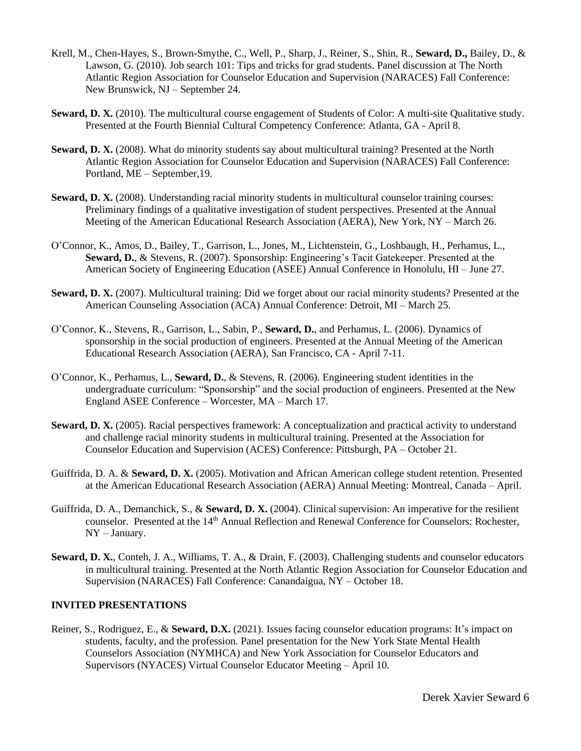Krell, M., Chen-Hayes, S., Brown-Smythe, C., Well, P., Sharp, J., Reiner, S., Shin, R., **Seward, D.,** Bailey, D., & Lawson, G. (2010). Job search 101: Tips and tricks for grad students. Panel discussion at The North Atlantic Region Association for Counselor Education and Supervision (NARACES) Fall Conference: New Brunswick, NJ – September 24.

**Seward, D. X.** (2010). The multicultural course engagement of Students of Color: A multi-site Qualitative study. Presented at the Fourth Biennial Cultural Competency Conference: Atlanta, GA - April 8.

**Seward, D. X.** (2008). What do minority students say about multicultural training? Presented at the North Atlantic Region Association for Counselor Education and Supervision (NARACES) Fall Conference: Portland, ME – September,19.

**Seward, D. X.** (2008). Understanding racial minority students in multicultural counselor training courses: Preliminary findings of a qualitative investigation of student perspectives. Presented at the Annual Meeting of the American Educational Research Association (AERA), New York, NY – March 26.

O'Connor, K., Amos, D., Bailey, T., Garrison, L., Jones, M., Lichtenstein, G., Loshbaugh, H., Perhamus, L., **Seward, D.**, & Stevens, R. (2007). Sponsorship: Engineering's Tacit Gatekeeper. Presented at the American Society of Engineering Education (ASEE) Annual Conference in Honolulu, HI – June 27.

**Seward, D. X.** (2007). Multicultural training: Did we forget about our racial minority students? Presented at the American Counseling Association (ACA) Annual Conference: Detroit, MI – March 25.

O'Connor, K., Stevens, R., Garrison, L., Sabin, P., **Seward, D.**, and Perhamus, L. (2006). Dynamics of sponsorship in the social production of engineers. Presented at the Annual Meeting of the American Educational Research Association (AERA), San Francisco, CA - April 7-11.

O'Connor, K., Perhamus, L., **Seward, D.**, & Stevens, R. (2006). Engineering student identities in the undergraduate curriculum: "Sponsorship" and the social production of engineers. Presented at the New England ASEE Conference – Worcester, MA – March 17.

**Seward, D. X.** (2005). Racial perspectives framework: A conceptualization and practical activity to understand and challenge racial minority students in multicultural training. Presented at the Association for Counselor Education and Supervision (ACES) Conference: Pittsburgh, PA – October 21.

Guiffrida, D. A. & **Seward, D. X.** (2005). Motivation and African American college student retention. Presented at the American Educational Research Association (AERA) Annual Meeting: Montreal, Canada – April.

Guiffrida, D. A., Demanchick, S., & **Seward, D. X.** (2004). Clinical supervision: An imperative for the resilient counselor. Presented at the 14th Annual Reflection and Renewal Conference for Counselors: Rochester, NY – January.

**Seward, D. X.**, Conteh, J. A., Williams, T. A., & Drain, F. (2003). Challenging students and counselor educators in multicultural training. Presented at the North Atlantic Region Association for Counselor Education and Supervision (NARACES) Fall Conference: Canandaigua, NY – October 18.

## INVITED PRESENTATIONS

Reiner, S., Rodriguez, E., & **Seward, D.X.** (2021). Issues facing counselor education programs: It's impact on students, faculty, and the profession. Panel presentation for the New York State Mental Health Counselors Association (NYMHCA) and New York Association for Counselor Educators and Supervisors (NYACES) Virtual Counselor Educator Meeting – April 10.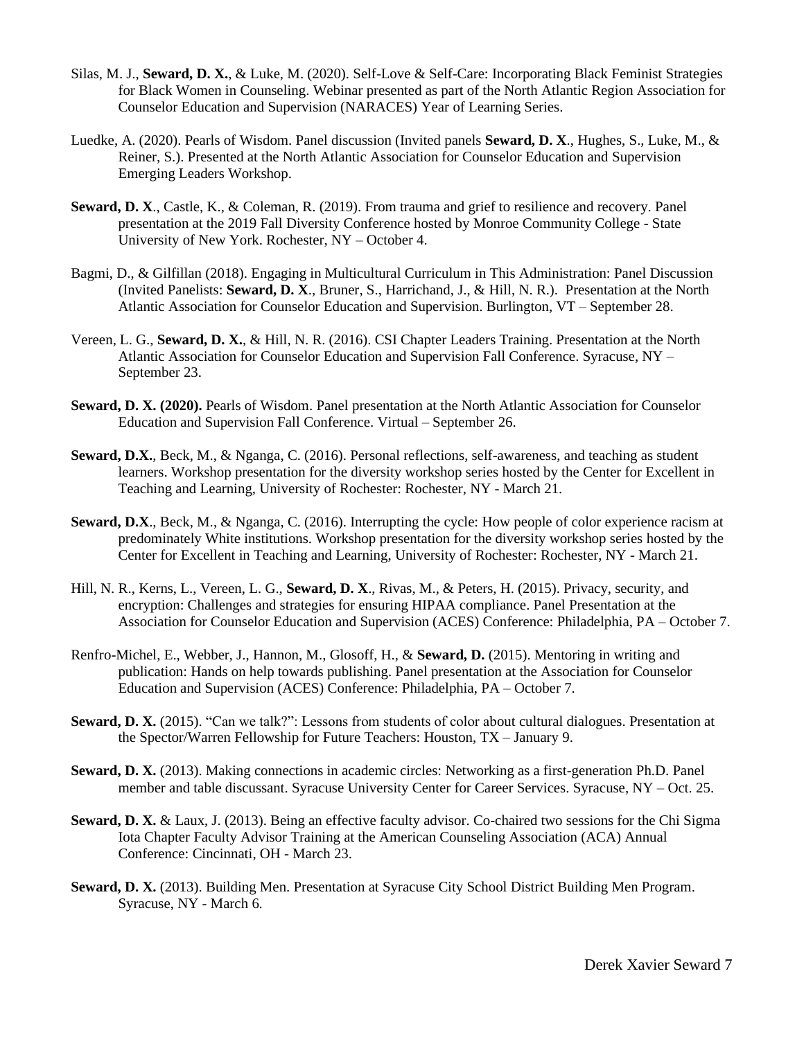Silas, M. J., **Seward, D. X.**, & Luke, M. (2020). Self-Love & Self-Care: Incorporating Black Feminist Strategies for Black Women in Counseling. Webinar presented as part of the North Atlantic Region Association for Counselor Education and Supervision (NARACES) Year of Learning Series.

Luedke, A. (2020). Pearls of Wisdom. Panel discussion (Invited panels **Seward, D. X**., Hughes, S., Luke, M., & Reiner, S.). Presented at the North Atlantic Association for Counselor Education and Supervision Emerging Leaders Workshop.

**Seward, D. X**., Castle, K., & Coleman, R. (2019). From trauma and grief to resilience and recovery. Panel presentation at the 2019 Fall Diversity Conference hosted by Monroe Community College - State University of New York. Rochester, NY – October 4.

Bagmi, D., & Gilfillan (2018). Engaging in Multicultural Curriculum in This Administration: Panel Discussion (Invited Panelists: **Seward, D. X**., Bruner, S., Harrichand, J., & Hill, N. R.). Presentation at the North Atlantic Association for Counselor Education and Supervision. Burlington, VT – September 28.

Vereen, L. G., **Seward, D. X.**, & Hill, N. R. (2016). CSI Chapter Leaders Training. Presentation at the North Atlantic Association for Counselor Education and Supervision Fall Conference. Syracuse, NY – September 23.

**Seward, D. X. (2020).** Pearls of Wisdom. Panel presentation at the North Atlantic Association for Counselor Education and Supervision Fall Conference. Virtual – September 26.

**Seward, D.X.**, Beck, M., & Nganga, C. (2016). Personal reflections, self-awareness, and teaching as student learners. Workshop presentation for the diversity workshop series hosted by the Center for Excellent in Teaching and Learning, University of Rochester: Rochester, NY - March 21.

**Seward, D.X**., Beck, M., & Nganga, C. (2016). Interrupting the cycle: How people of color experience racism at predominately White institutions. Workshop presentation for the diversity workshop series hosted by the Center for Excellent in Teaching and Learning, University of Rochester: Rochester, NY - March 21.

Hill, N. R., Kerns, L., Vereen, L. G., **Seward, D. X**., Rivas, M., & Peters, H. (2015). Privacy, security, and encryption: Challenges and strategies for ensuring HIPAA compliance. Panel Presentation at the Association for Counselor Education and Supervision (ACES) Conference: Philadelphia, PA – October 7.

Renfro-Michel, E., Webber, J., Hannon, M., Glosoff, H., & **Seward, D.** (2015). Mentoring in writing and publication: Hands on help towards publishing. Panel presentation at the Association for Counselor Education and Supervision (ACES) Conference: Philadelphia, PA – October 7.

**Seward, D. X.** (2015). "Can we talk?": Lessons from students of color about cultural dialogues. Presentation at the Spector/Warren Fellowship for Future Teachers: Houston, TX – January 9.

**Seward, D. X.** (2013). Making connections in academic circles: Networking as a first-generation Ph.D. Panel member and table discussant. Syracuse University Center for Career Services. Syracuse, NY – Oct. 25.

**Seward, D. X.** & Laux, J. (2013). Being an effective faculty advisor. Co-chaired two sessions for the Chi Sigma Iota Chapter Faculty Advisor Training at the American Counseling Association (ACA) Annual Conference: Cincinnati, OH - March 23.

**Seward, D. X.** (2013). Building Men. Presentation at Syracuse City School District Building Men Program. Syracuse, NY - March 6.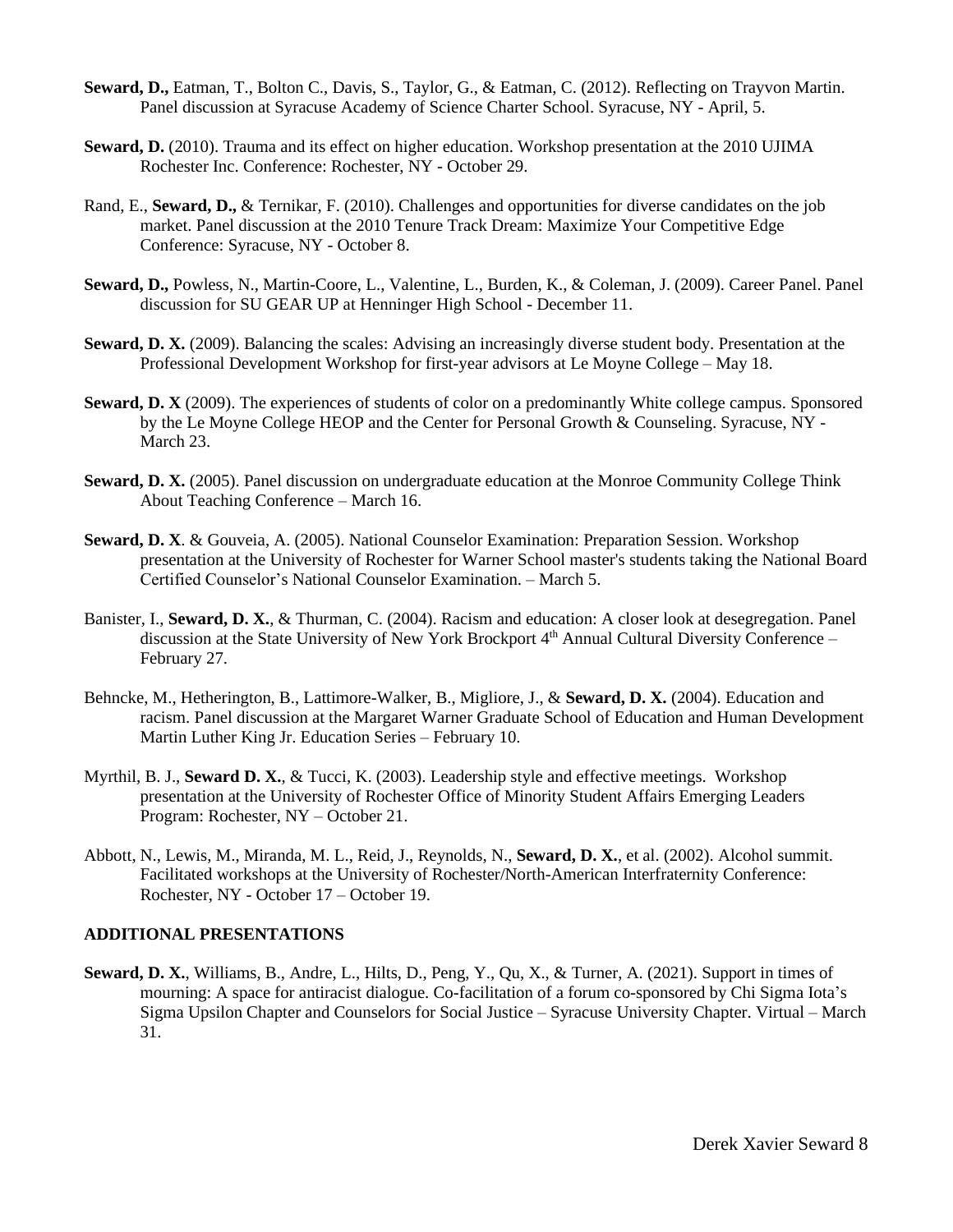**Seward, D.,** Eatman, T., Bolton C., Davis, S., Taylor, G., & Eatman, C. (2012). Reflecting on Trayvon Martin. Panel discussion at Syracuse Academy of Science Charter School. Syracuse, NY - April, 5.

**Seward, D.** (2010). Trauma and its effect on higher education. Workshop presentation at the 2010 UJIMA Rochester Inc. Conference: Rochester, NY - October 29.

Rand, E., **Seward, D.,** & Ternikar, F. (2010). Challenges and opportunities for diverse candidates on the job market. Panel discussion at the 2010 Tenure Track Dream: Maximize Your Competitive Edge Conference: Syracuse, NY - October 8.

**Seward, D.,** Powless, N., Martin-Coore, L., Valentine, L., Burden, K., & Coleman, J. (2009). Career Panel. Panel discussion for SU GEAR UP at Henninger High School - December 11.

**Seward, D. X.** (2009). Balancing the scales: Advising an increasingly diverse student body. Presentation at the Professional Development Workshop for first-year advisors at Le Moyne College – May 18.

**Seward, D. X** (2009). The experiences of students of color on a predominantly White college campus. Sponsored by the Le Moyne College HEOP and the Center for Personal Growth & Counseling. Syracuse, NY - March 23.

**Seward, D. X.** (2005). Panel discussion on undergraduate education at the Monroe Community College Think About Teaching Conference – March 16.

**Seward, D. X**. & Gouveia, A. (2005). National Counselor Examination: Preparation Session. Workshop presentation at the University of Rochester for Warner School master's students taking the National Board Certified Counselor's National Counselor Examination. – March 5.

Banister, I., **Seward, D. X.**, & Thurman, C. (2004). Racism and education: A closer look at desegregation. Panel discussion at the State University of New York Brockport 4th Annual Cultural Diversity Conference – February 27.

Behncke, M., Hetherington, B., Lattimore-Walker, B., Migliore, J., & **Seward, D. X.** (2004). Education and racism. Panel discussion at the Margaret Warner Graduate School of Education and Human Development Martin Luther King Jr. Education Series – February 10.

Myrthil, B. J., **Seward D. X.**, & Tucci, K. (2003). Leadership style and effective meetings. Workshop presentation at the University of Rochester Office of Minority Student Affairs Emerging Leaders Program: Rochester, NY – October 21.

Abbott, N., Lewis, M., Miranda, M. L., Reid, J., Reynolds, N., **Seward, D. X.**, et al. (2002). Alcohol summit. Facilitated workshops at the University of Rochester/North-American Interfraternity Conference: Rochester, NY - October 17 – October 19.

**ADDITIONAL PRESENTATIONS**

**Seward, D. X.**, Williams, B., Andre, L., Hilts, D., Peng, Y., Qu, X., & Turner, A. (2021). Support in times of mourning: A space for antiracist dialogue. Co-facilitation of a forum co-sponsored by Chi Sigma Iota's Sigma Upsilon Chapter and Counselors for Social Justice – Syracuse University Chapter. Virtual – March 31.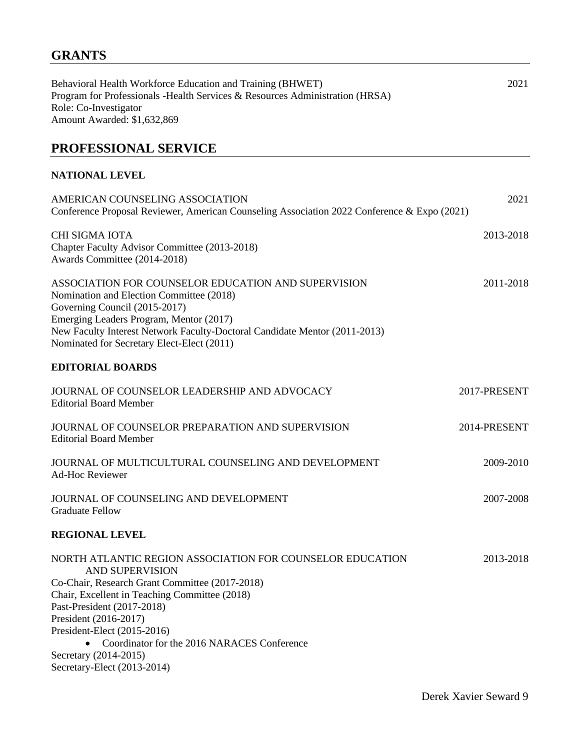## GRANTS

Behavioral Health Workforce Education and Training (BHWET) 2021
Program for Professionals -Health Services & Resources Administration (HRSA)
Role: Co-Investigator
Amount Awarded: $1,632,869

## PROFESSIONAL SERVICE

### NATIONAL LEVEL

AMERICAN COUNSELING ASSOCIATION 2021
Conference Proposal Reviewer, American Counseling Association 2022 Conference & Expo (2021)

CHI SIGMA IOTA 2013-2018
Chapter Faculty Advisor Committee (2013-2018)
Awards Committee (2014-2018)

ASSOCIATION FOR COUNSELOR EDUCATION AND SUPERVISION 2011-2018
Nomination and Election Committee (2018)
Governing Council (2015-2017)
Emerging Leaders Program, Mentor (2017)
New Faculty Interest Network Faculty-Doctoral Candidate Mentor (2011-2013)
Nominated for Secretary Elect-Elect (2011)

### EDITORIAL BOARDS

JOURNAL OF COUNSELOR LEADERSHIP AND ADVOCACY 2017-PRESENT
Editorial Board Member

JOURNAL OF COUNSELOR PREPARATION AND SUPERVISION 2014-PRESENT
Editorial Board Member

JOURNAL OF MULTICULTURAL COUNSELING AND DEVELOPMENT 2009-2010
Ad-Hoc Reviewer

JOURNAL OF COUNSELING AND DEVELOPMENT 2007-2008
Graduate Fellow

### REGIONAL LEVEL

NORTH ATLANTIC REGION ASSOCIATION FOR COUNSELOR EDUCATION AND SUPERVISION 2013-2018
Co-Chair, Research Grant Committee (2017-2018)
Chair, Excellent in Teaching Committee (2018)
Past-President (2017-2018)
President (2016-2017)
President-Elect (2015-2016)

- Coordinator for the 2016 NARACES Conference

Secretary (2014-2015)
Secretary-Elect (2013-2014)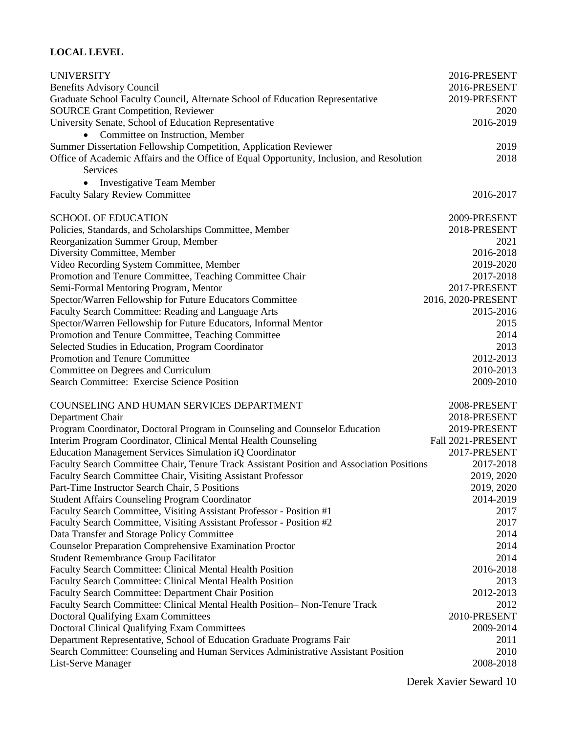**LOCAL LEVEL**

| | |
|---|---|
| UNIVERSITY | 2016-PRESENT |
| Benefits Advisory Council | 2016-PRESENT |
| Graduate School Faculty Council, Alternate School of Education Representative | 2019-PRESENT |
| SOURCE Grant Competition, Reviewer | 2020 |
| University Senate, School of Education Representative | 2016-2019 |
| • Committee on Instruction, Member | |
| Summer Dissertation Fellowship Competition, Application Reviewer | 2019 |
| Office of Academic Affairs and the Office of Equal Opportunity, Inclusion, and Resolution Services | 2018 |
| • Investigative Team Member | |
| Faculty Salary Review Committee | 2016-2017 |

| | |
|---|---|
| SCHOOL OF EDUCATION | 2009-PRESENT |
| Policies, Standards, and Scholarships Committee, Member | 2018-PRESENT |
| Reorganization Summer Group, Member | 2021 |
| Diversity Committee, Member | 2016-2018 |
| Video Recording System Committee, Member | 2019-2020 |
| Promotion and Tenure Committee, Teaching Committee Chair | 2017-2018 |
| Semi-Formal Mentoring Program, Mentor | 2017-PRESENT |
| Spector/Warren Fellowship for Future Educators Committee | 2016, 2020-PRESENT |
| Faculty Search Committee: Reading and Language Arts | 2015-2016 |
| Spector/Warren Fellowship for Future Educators, Informal Mentor | 2015 |
| Promotion and Tenure Committee, Teaching Committee | 2014 |
| Selected Studies in Education, Program Coordinator | 2013 |
| Promotion and Tenure Committee | 2012-2013 |
| Committee on Degrees and Curriculum | 2010-2013 |
| Search Committee: Exercise Science Position | 2009-2010 |

| | |
|---|---|
| COUNSELING AND HUMAN SERVICES DEPARTMENT | 2008-PRESENT |
| Department Chair | 2018-PRESENT |
| Program Coordinator, Doctoral Program in Counseling and Counselor Education | 2019-PRESENT |
| Interim Program Coordinator, Clinical Mental Health Counseling | Fall 2021-PRESENT |
| Education Management Services Simulation iQ Coordinator | 2017-PRESENT |
| Faculty Search Committee Chair, Tenure Track Assistant Position and Association Positions | 2017-2018 |
| Faculty Search Committee Chair, Visiting Assistant Professor | 2019, 2020 |
| Part-Time Instructor Search Chair, 5 Positions | 2019, 2020 |
| Student Affairs Counseling Program Coordinator | 2014-2019 |
| Faculty Search Committee, Visiting Assistant Professor - Position #1 | 2017 |
| Faculty Search Committee, Visiting Assistant Professor - Position #2 | 2017 |
| Data Transfer and Storage Policy Committee | 2014 |
| Counselor Preparation Comprehensive Examination Proctor | 2014 |
| Student Remembrance Group Facilitator | 2014 |
| Faculty Search Committee: Clinical Mental Health Position | 2016-2018 |
| Faculty Search Committee: Clinical Mental Health Position | 2013 |
| Faculty Search Committee: Department Chair Position | 2012-2013 |
| Faculty Search Committee: Clinical Mental Health Position– Non-Tenure Track | 2012 |
| Doctoral Qualifying Exam Committees | 2010-PRESENT |
| Doctoral Clinical Qualifying Exam Committees | 2009-2014 |
| Department Representative, School of Education Graduate Programs Fair | 2011 |
| Search Committee: Counseling and Human Services Administrative Assistant Position | 2010 |
| List-Serve Manager | 2008-2018 |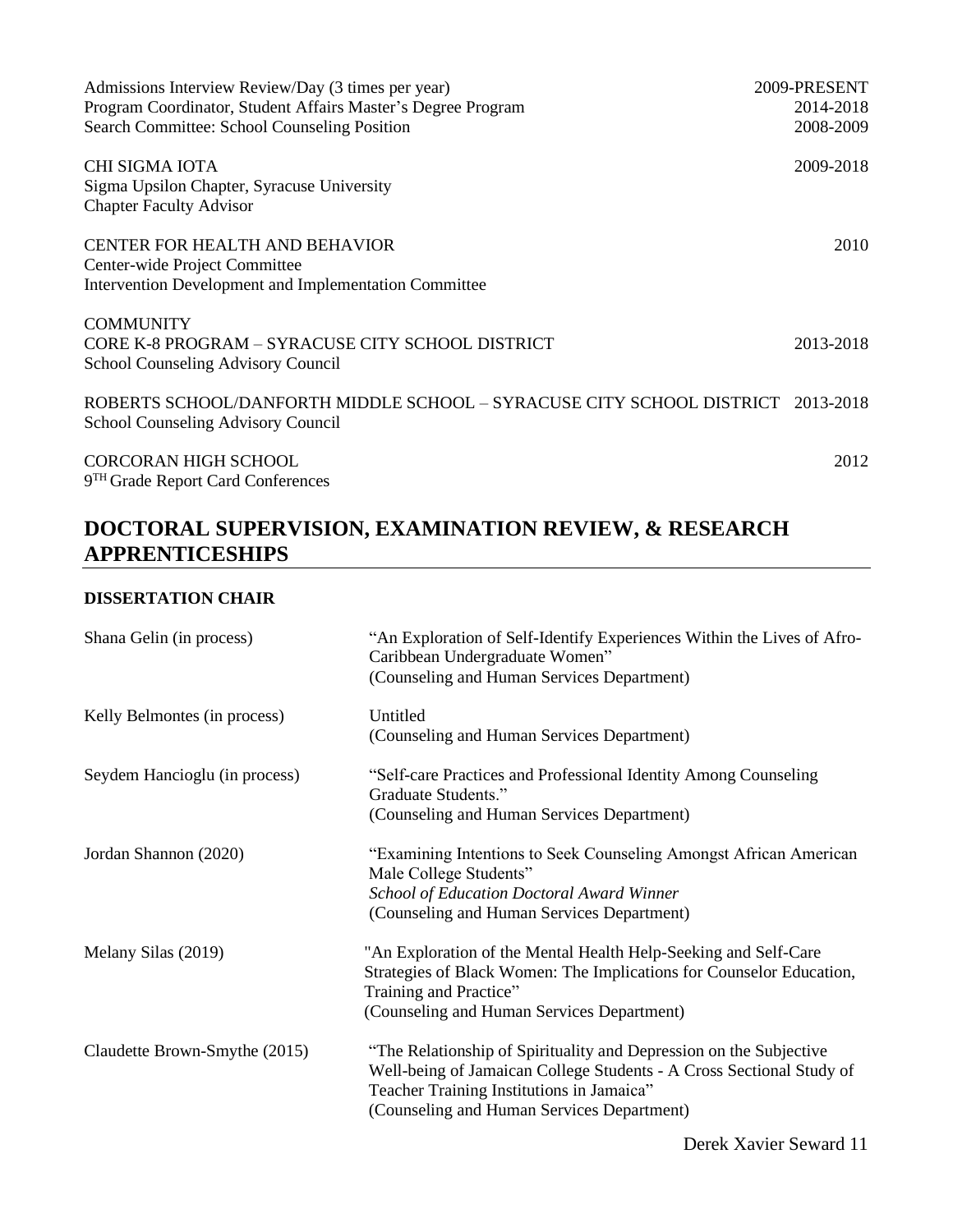| | |
|---|---|
| Admissions Interview Review/Day (3 times per year) | 2009-PRESENT |
| Program Coordinator, Student Affairs Master's Degree Program | 2014-2018 |
| Search Committee: School Counseling Position | 2008-2009 |

CHI SIGMA IOTA — 2009-2018
Sigma Upsilon Chapter, Syracuse University
Chapter Faculty Advisor

CENTER FOR HEALTH AND BEHAVIOR — 2010
Center-wide Project Committee
Intervention Development and Implementation Committee

COMMUNITY

CORE K-8 PROGRAM – SYRACUSE CITY SCHOOL DISTRICT — 2013-2018
School Counseling Advisory Council

ROBERTS SCHOOL/DANFORTH MIDDLE SCHOOL – SYRACUSE CITY SCHOOL DISTRICT — 2013-2018
School Counseling Advisory Council

CORCORAN HIGH SCHOOL — 2012
9TH Grade Report Card Conferences

## DOCTORAL SUPERVISION, EXAMINATION REVIEW, & RESEARCH APPRENTICESHIPS

### DISSERTATION CHAIR

| | |
|---|---|
| Shana Gelin (in process) | "An Exploration of Self-Identify Experiences Within the Lives of Afro-Caribbean Undergraduate Women" (Counseling and Human Services Department) |
| Kelly Belmontes (in process) | Untitled (Counseling and Human Services Department) |
| Seydem Hancioglu (in process) | "Self-care Practices and Professional Identity Among Counseling Graduate Students." (Counseling and Human Services Department) |
| Jordan Shannon (2020) | "Examining Intentions to Seek Counseling Amongst African American Male College Students" *School of Education Doctoral Award Winner* (Counseling and Human Services Department) |
| Melany Silas (2019) | "An Exploration of the Mental Health Help-Seeking and Self-Care Strategies of Black Women: The Implications for Counselor Education, Training and Practice" (Counseling and Human Services Department) |
| Claudette Brown-Smythe (2015) | "The Relationship of Spirituality and Depression on the Subjective Well-being of Jamaican College Students - A Cross Sectional Study of Teacher Training Institutions in Jamaica" (Counseling and Human Services Department) |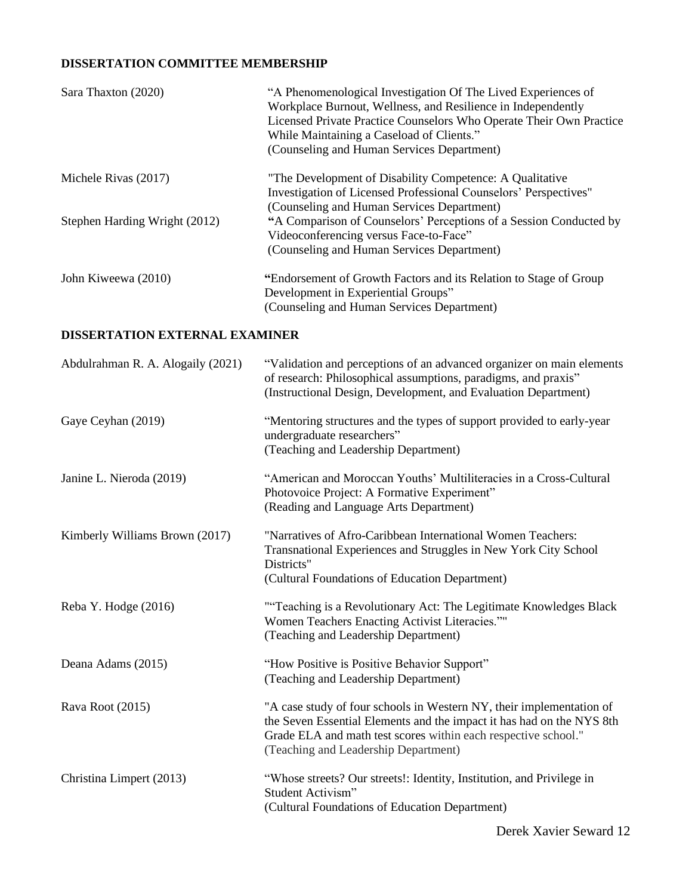## DISSERTATION COMMITTEE MEMBERSHIP

| | |
|---|---|
| Sara Thaxton (2020) | "A Phenomenological Investigation Of The Lived Experiences of Workplace Burnout, Wellness, and Resilience in Independently Licensed Private Practice Counselors Who Operate Their Own Practice While Maintaining a Caseload of Clients." (Counseling and Human Services Department) |
| Michele Rivas (2017) | "The Development of Disability Competence: A Qualitative Investigation of Licensed Professional Counselors' Perspectives" (Counseling and Human Services Department) |
| Stephen Harding Wright (2012) | "A Comparison of Counselors' Perceptions of a Session Conducted by Videoconferencing versus Face-to-Face" (Counseling and Human Services Department) |
| John Kiweewa (2010) | "Endorsement of Growth Factors and its Relation to Stage of Group Development in Experiential Groups" (Counseling and Human Services Department) |

## DISSERTATION EXTERNAL EXAMINER

| | |
|---|---|
| Abdulrahman R. A. Alogaily (2021) | "Validation and perceptions of an advanced organizer on main elements of research: Philosophical assumptions, paradigms, and praxis" (Instructional Design, Development, and Evaluation Department) |
| Gaye Ceyhan (2019) | "Mentoring structures and the types of support provided to early-year undergraduate researchers" (Teaching and Leadership Department) |
| Janine L. Nieroda (2019) | "American and Moroccan Youths' Multiliteracies in a Cross-Cultural Photovoice Project: A Formative Experiment" (Reading and Language Arts Department) |
| Kimberly Williams Brown (2017) | "Narratives of Afro-Caribbean International Women Teachers: Transnational Experiences and Struggles in New York City School Districts" (Cultural Foundations of Education Department) |
| Reba Y. Hodge (2016) | ""Teaching is a Revolutionary Act: The Legitimate Knowledges Black Women Teachers Enacting Activist Literacies."" (Teaching and Leadership Department) |
| Deana Adams (2015) | "How Positive is Positive Behavior Support" (Teaching and Leadership Department) |
| Rava Root (2015) | "A case study of four schools in Western NY, their implementation of the Seven Essential Elements and the impact it has had on the NYS 8th Grade ELA and math test scores within each respective school." (Teaching and Leadership Department) |
| Christina Limpert (2013) | "Whose streets? Our streets!: Identity, Institution, and Privilege in Student Activism" (Cultural Foundations of Education Department) |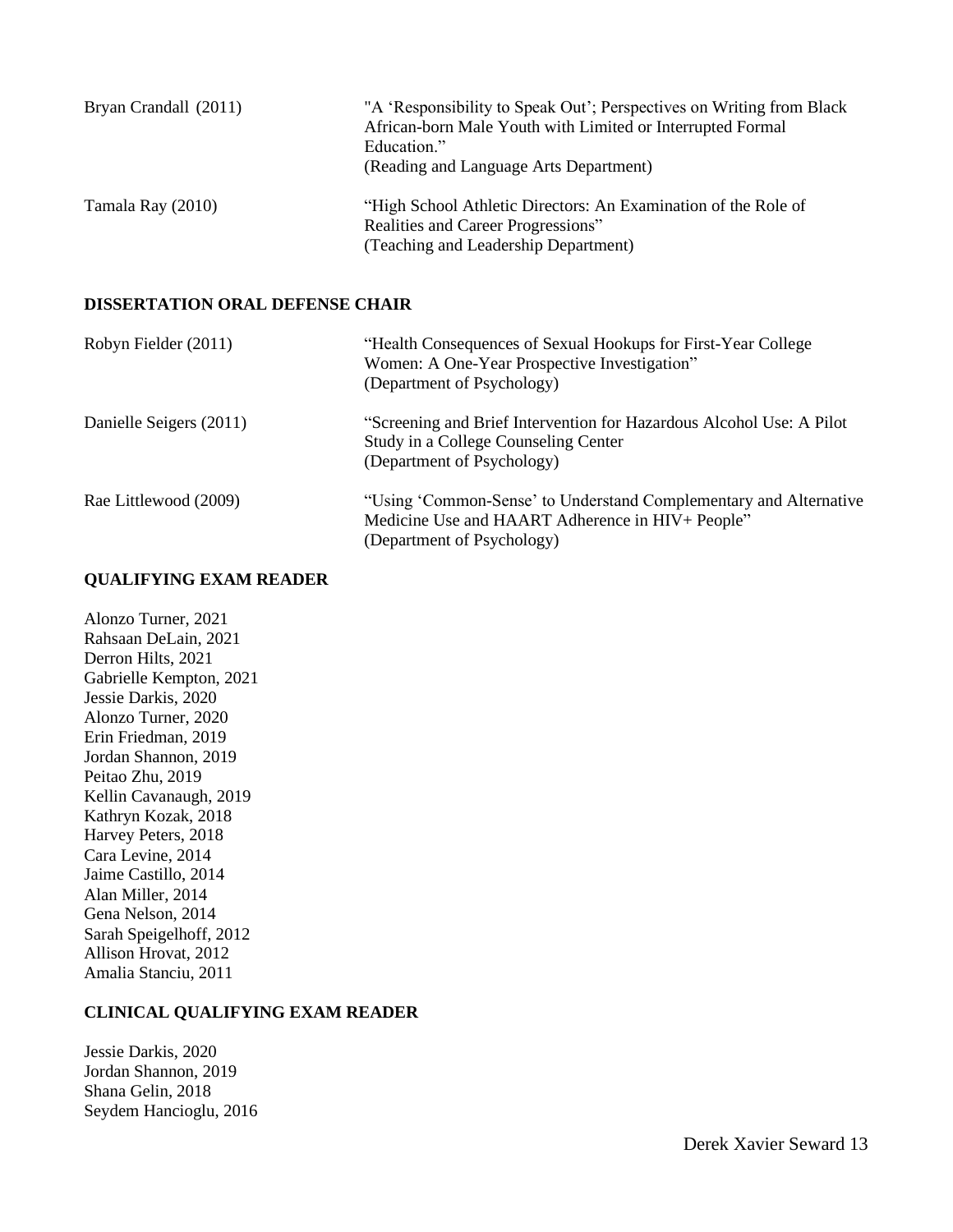Bryan Crandall (2011) "A 'Responsibility to Speak Out'; Perspectives on Writing from Black African-born Male Youth with Limited or Interrupted Formal Education."
(Reading and Language Arts Department)

Tamala Ray (2010) "High School Athletic Directors: An Examination of the Role of Realities and Career Progressions"
(Teaching and Leadership Department)

## DISSERTATION ORAL DEFENSE CHAIR

Robyn Fielder (2011) "Health Consequences of Sexual Hookups for First-Year College Women: A One-Year Prospective Investigation"
(Department of Psychology)

Danielle Seigers (2011) "Screening and Brief Intervention for Hazardous Alcohol Use: A Pilot Study in a College Counseling Center
(Department of Psychology)

Rae Littlewood (2009) "Using 'Common-Sense' to Understand Complementary and Alternative Medicine Use and HAART Adherence in HIV+ People"
(Department of Psychology)

## QUALIFYING EXAM READER

Alonzo Turner, 2021
Rahsaan DeLain, 2021
Derron Hilts, 2021
Gabrielle Kempton, 2021
Jessie Darkis, 2020
Alonzo Turner, 2020
Erin Friedman, 2019
Jordan Shannon, 2019
Peitao Zhu, 2019
Kellin Cavanaugh, 2019
Kathryn Kozak, 2018
Harvey Peters, 2018
Cara Levine, 2014
Jaime Castillo, 2014
Alan Miller, 2014
Gena Nelson, 2014
Sarah Speigelhoff, 2012
Allison Hrovat, 2012
Amalia Stanciu, 2011

## CLINICAL QUALIFYING EXAM READER

Jessie Darkis, 2020
Jordan Shannon, 2019
Shana Gelin, 2018
Seydem Hancioglu, 2016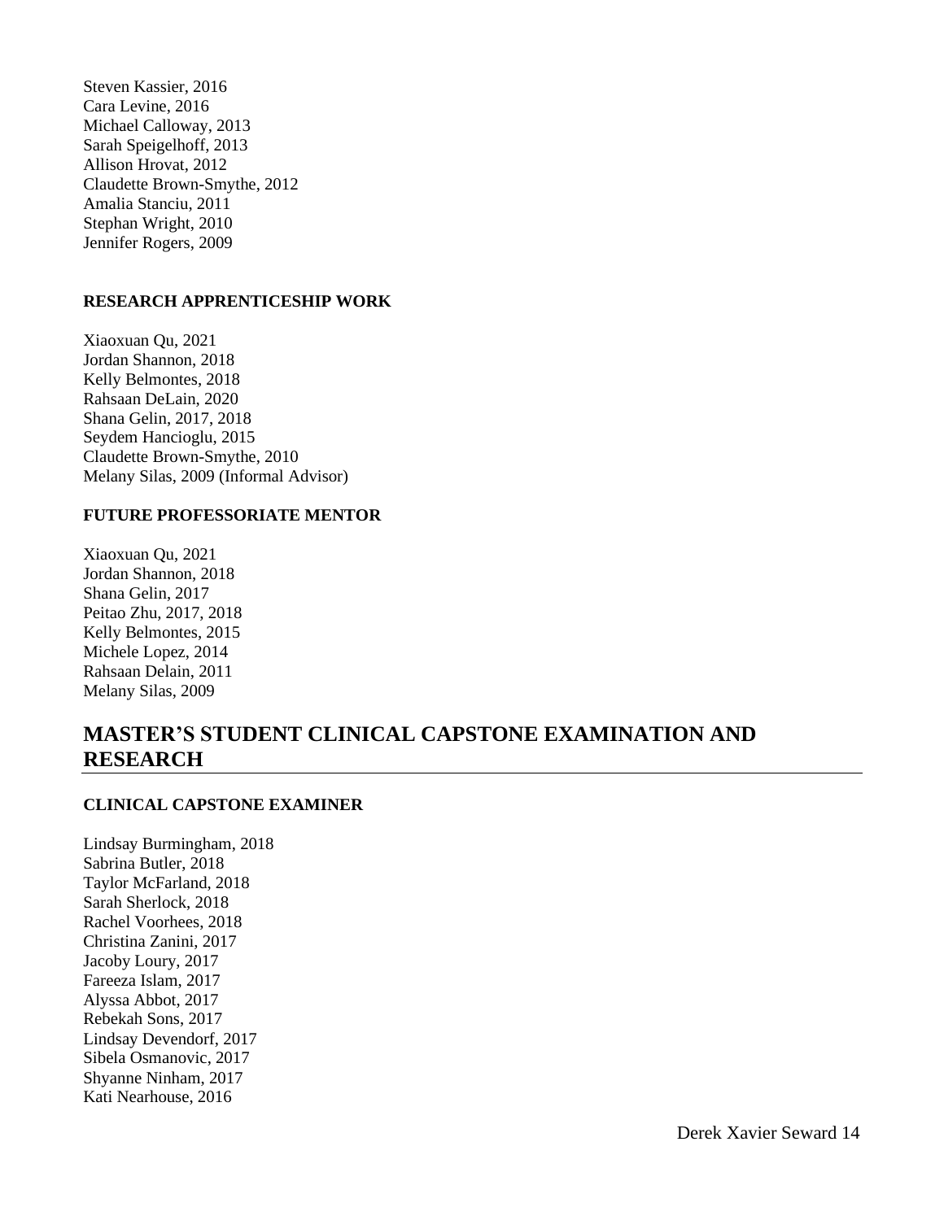Steven Kassier, 2016
Cara Levine, 2016
Michael Calloway, 2013
Sarah Speigelhoff, 2013
Allison Hrovat, 2012
Claudette Brown-Smythe, 2012
Amalia Stanciu, 2011
Stephan Wright, 2010
Jennifer Rogers, 2009

### RESEARCH APPRENTICESHIP WORK

Xiaoxuan Qu, 2021
Jordan Shannon, 2018
Kelly Belmontes, 2018
Rahsaan DeLain, 2020
Shana Gelin, 2017, 2018
Seydem Hancioglu, 2015
Claudette Brown-Smythe, 2010
Melany Silas, 2009 (Informal Advisor)

### FUTURE PROFESSORIATE MENTOR

Xiaoxuan Qu, 2021
Jordan Shannon, 2018
Shana Gelin, 2017
Peitao Zhu, 2017, 2018
Kelly Belmontes, 2015
Michele Lopez, 2014
Rahsaan Delain, 2011
Melany Silas, 2009

## MASTER'S STUDENT CLINICAL CAPSTONE EXAMINATION AND RESEARCH

### CLINICAL CAPSTONE EXAMINER

Lindsay Burmingham, 2018
Sabrina Butler, 2018
Taylor McFarland, 2018
Sarah Sherlock, 2018
Rachel Voorhees, 2018
Christina Zanini, 2017
Jacoby Loury, 2017
Fareeza Islam, 2017
Alyssa Abbot, 2017
Rebekah Sons, 2017
Lindsay Devendorf, 2017
Sibela Osmanovic, 2017
Shyanne Ninham, 2017
Kati Nearhouse, 2016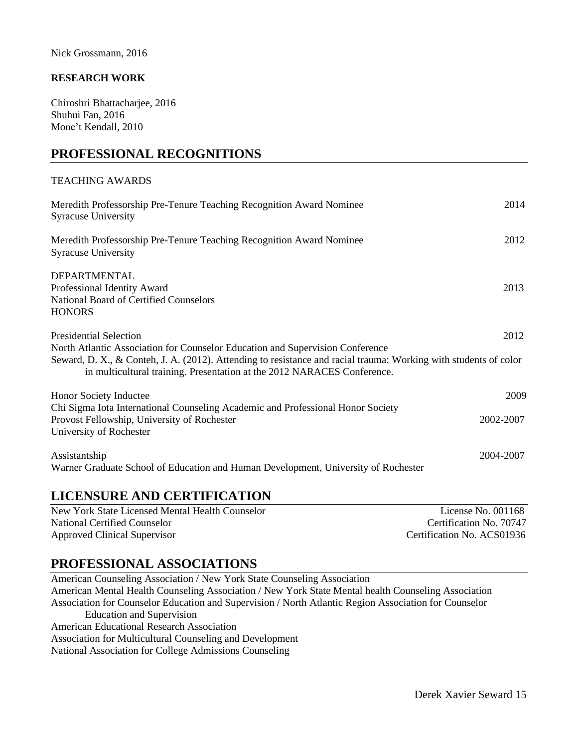Nick Grossmann, 2016

**RESEARCH WORK**

Chiroshri Bhattacharjee, 2016
Shuhui Fan, 2016
Mone't Kendall, 2010

## PROFESSIONAL RECOGNITIONS

TEACHING AWARDS

Meredith Professorship Pre-Tenure Teaching Recognition Award Nominee — 2014
Syracuse University

Meredith Professorship Pre-Tenure Teaching Recognition Award Nominee — 2012
Syracuse University

DEPARTMENTAL
Professional Identity Award — 2013
National Board of Certified Counselors
HONORS

Presidential Selection — 2012
North Atlantic Association for Counselor Education and Supervision Conference
Seward, D. X., & Conteh, J. A. (2012). Attending to resistance and racial trauma: Working with students of color in multicultural training. Presentation at the 2012 NARACES Conference.

Honor Society Inductee — 2009
Chi Sigma Iota International Counseling Academic and Professional Honor Society
Provost Fellowship, University of Rochester — 2002-2007
University of Rochester

Assistantship — 2004-2007
Warner Graduate School of Education and Human Development, University of Rochester

## LICENSURE AND CERTIFICATION

New York State Licensed Mental Health Counselor — License No. 001168
National Certified Counselor — Certification No. 70747
Approved Clinical Supervisor — Certification No. ACS01936

## PROFESSIONAL ASSOCIATIONS

American Counseling Association / New York State Counseling Association
American Mental Health Counseling Association / New York State Mental health Counseling Association
Association for Counselor Education and Supervision / North Atlantic Region Association for Counselor Education and Supervision
American Educational Research Association
Association for Multicultural Counseling and Development
National Association for College Admissions Counseling